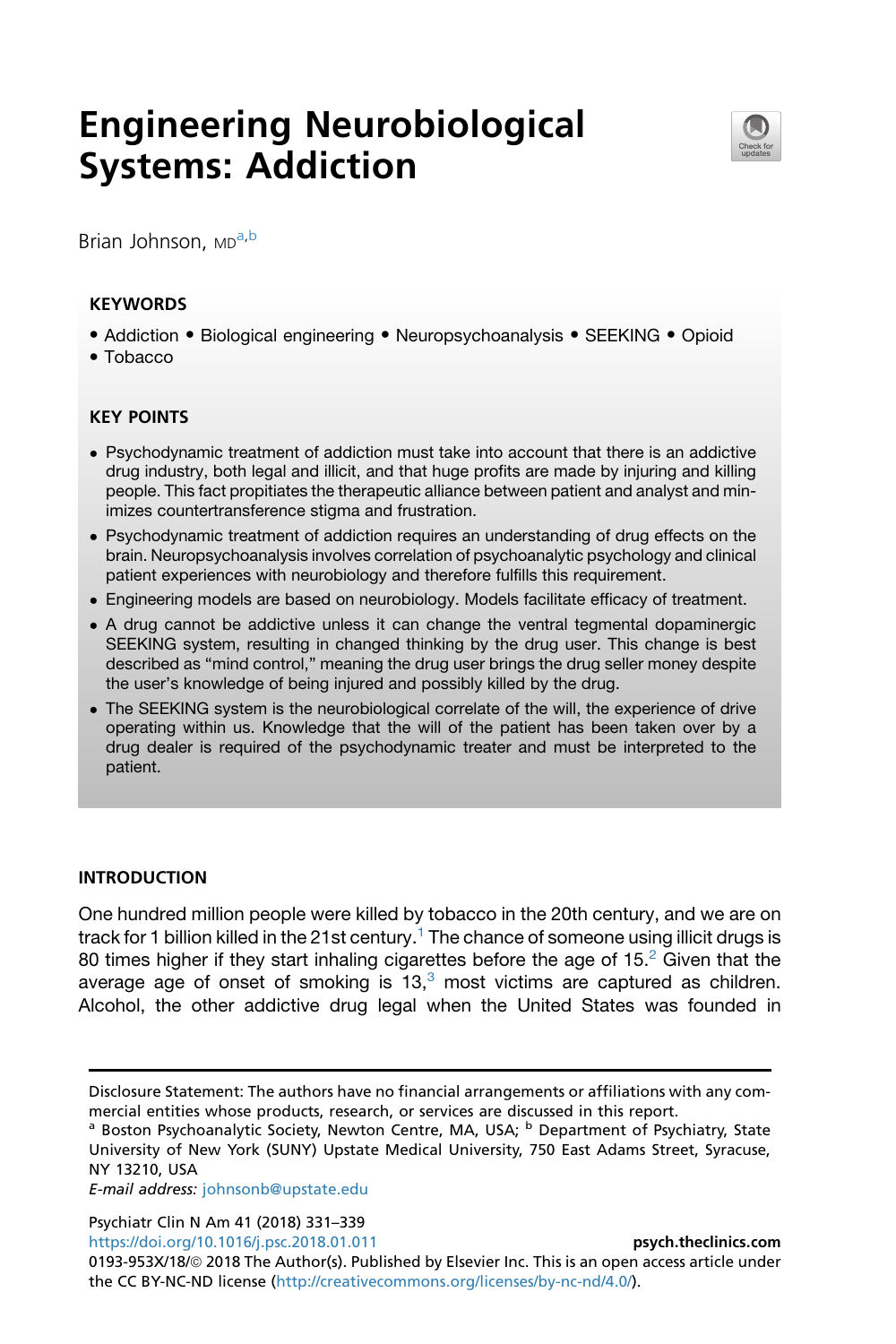# Engineering Neurobiological Systems: Addiction

Brian Johnson, MD[a,b]

## KEYWORDS

- Addiction • Biological engineering • Neuropsychoanalysis • SEEKING • Opioid
- Tobacco

## KEY POINTS

- Psychodynamic treatment of addiction must take into account that there is an addictive drug industry, both legal and illicit, and that huge profits are made by injuring and killing people. This fact propitiates the therapeutic alliance between patient and analyst and minimizes countertransference stigma and frustration.
- Psychodynamic treatment of addiction requires an understanding of drug effects on the brain. Neuropsychoanalysis involves correlation of psychoanalytic psychology and clinical patient experiences with neurobiology and therefore fulfills this requirement.
- Engineering models are based on neurobiology. Models facilitate efficacy of treatment.
- A drug cannot be addictive unless it can change the ventral tegmental dopaminergic SEEKING system, resulting in changed thinking by the drug user. This change is best described as "mind control," meaning the drug user brings the drug seller money despite the user's knowledge of being injured and possibly killed by the drug.
- The SEEKING system is the neurobiological correlate of the will, the experience of drive operating within us. Knowledge that the will of the patient has been taken over by a drug dealer is required of the psychodynamic treater and must be interpreted to the patient.

## INTRODUCTION

One hundred million people were killed by tobacco in the 20th century, and we are on track for 1 billion killed in the 21st century.[1] The chance of someone using illicit drugs is 80 times higher if they start inhaling cigarettes before the age of 15.[2] Given that the average age of onset of smoking is 13,[3] most victims are captured as children. Alcohol, the other addictive drug legal when the United States was founded in

Disclosure Statement: The authors have no financial arrangements or affiliations with any commercial entities whose products, research, or services are discussed in this report.

[a] Boston Psychoanalytic Society, Newton Centre, MA, USA; [b] Department of Psychiatry, State University of New York (SUNY) Upstate Medical University, 750 East Adams Street, Syracuse, NY 13210, USA

*E-mail address:* johnsonb@upstate.edu

https://doi.org/10.1016/j.psc.2018.01.011

0193-953X/18/© 2018 The Author(s). Published by Elsevier Inc. This is an open access article under the CC BY-NC-ND license (http://creativecommons.org/licenses/by-nc-nd/4.0/).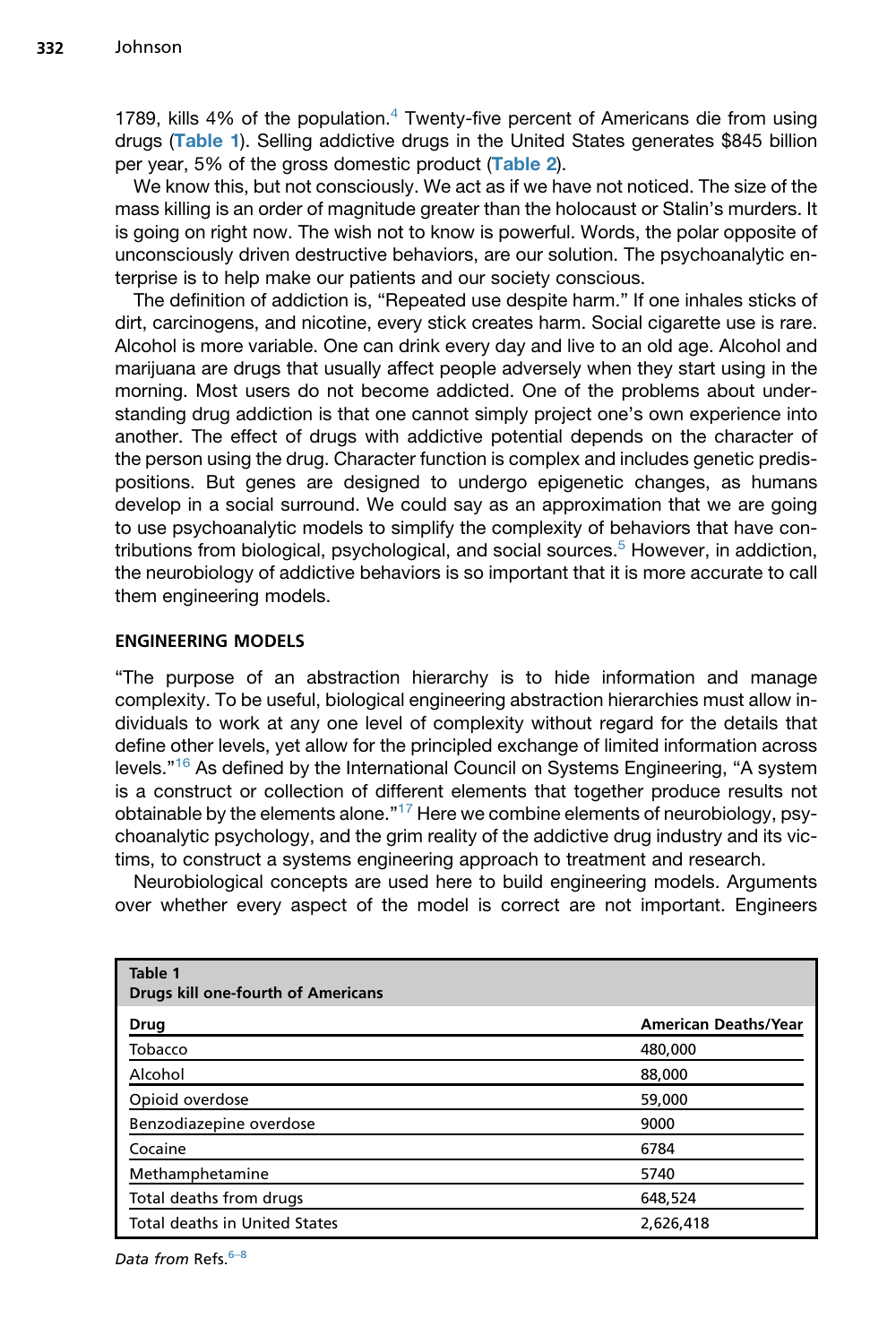1789, kills 4% of the population.[4] Twenty-five percent of Americans die from using drugs (**Table 1**). Selling addictive drugs in the United States generates $845 billion per year, 5% of the gross domestic product (**Table 2**).

We know this, but not consciously. We act as if we have not noticed. The size of the mass killing is an order of magnitude greater than the holocaust or Stalin's murders. It is going on right now. The wish not to know is powerful. Words, the polar opposite of unconsciously driven destructive behaviors, are our solution. The psychoanalytic enterprise is to help make our patients and our society conscious.

The definition of addiction is, "Repeated use despite harm." If one inhales sticks of dirt, carcinogens, and nicotine, every stick creates harm. Social cigarette use is rare. Alcohol is more variable. One can drink every day and live to an old age. Alcohol and marijuana are drugs that usually affect people adversely when they start using in the morning. Most users do not become addicted. One of the problems about understanding drug addiction is that one cannot simply project one's own experience into another. The effect of drugs with addictive potential depends on the character of the person using the drug. Character function is complex and includes genetic predispositions. But genes are designed to undergo epigenetic changes, as humans develop in a social surround. We could say as an approximation that we are going to use psychoanalytic models to simplify the complexity of behaviors that have contributions from biological, psychological, and social sources.[5] However, in addiction, the neurobiology of addictive behaviors is so important that it is more accurate to call them engineering models.

## ENGINEERING MODELS

"The purpose of an abstraction hierarchy is to hide information and manage complexity. To be useful, biological engineering abstraction hierarchies must allow individuals to work at any one level of complexity without regard for the details that define other levels, yet allow for the principled exchange of limited information across levels."[16] As defined by the International Council on Systems Engineering, "A system is a construct or collection of different elements that together produce results not obtainable by the elements alone."[17] Here we combine elements of neurobiology, psychoanalytic psychology, and the grim reality of the addictive drug industry and its victims, to construct a systems engineering approach to treatment and research.

Neurobiological concepts are used here to build engineering models. Arguments over whether every aspect of the model is correct are not important. Engineers

**Table 1**
**Drugs kill one-fourth of Americans**

| Drug | American Deaths/Year |
|---|---|
| Tobacco | 480,000 |
| Alcohol | 88,000 |
| Opioid overdose | 59,000 |
| Benzodiazepine overdose | 9000 |
| Cocaine | 6784 |
| Methamphetamine | 5740 |
| Total deaths from drugs | 648,524 |
| Total deaths in United States | 2,626,418 |

*Data from* Refs.[6–8]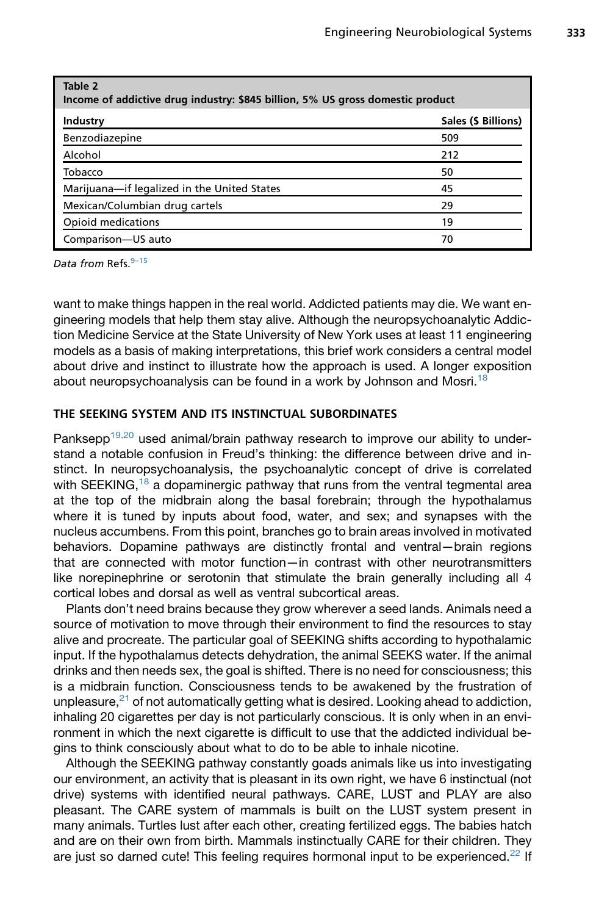Table 2
**Income of addictive drug industry: $845 billion, 5% US gross domestic product**

| Industry | Sales ($ Billions) |
|---|---|
| Benzodiazepine | 509 |
| Alcohol | 212 |
| Tobacco | 50 |
| Marijuana—if legalized in the United States | 45 |
| Mexican/Columbian drug cartels | 29 |
| Opioid medications | 19 |
| Comparison—US auto | 70 |

*Data from* Refs.[9–15]

want to make things happen in the real world. Addicted patients may die. We want engineering models that help them stay alive. Although the neuropsychoanalytic Addiction Medicine Service at the State University of New York uses at least 11 engineering models as a basis of making interpretations, this brief work considers a central model about drive and instinct to illustrate how the approach is used. A longer exposition about neuropsychoanalysis can be found in a work by Johnson and Mosri.[18]

## THE SEEKING SYSTEM AND ITS INSTINCTUAL SUBORDINATES

Panksepp[19,20] used animal/brain pathway research to improve our ability to understand a notable confusion in Freud's thinking: the difference between drive and instinct. In neuropsychoanalysis, the psychoanalytic concept of drive is correlated with SEEKING,[18] a dopaminergic pathway that runs from the ventral tegmental area at the top of the midbrain along the basal forebrain; through the hypothalamus where it is tuned by inputs about food, water, and sex; and synapses with the nucleus accumbens. From this point, branches go to brain areas involved in motivated behaviors. Dopamine pathways are distinctly frontal and ventral—brain regions that are connected with motor function—in contrast with other neurotransmitters like norepinephrine or serotonin that stimulate the brain generally including all 4 cortical lobes and dorsal as well as ventral subcortical areas.

Plants don't need brains because they grow wherever a seed lands. Animals need a source of motivation to move through their environment to find the resources to stay alive and procreate. The particular goal of SEEKING shifts according to hypothalamic input. If the hypothalamus detects dehydration, the animal SEEKS water. If the animal drinks and then needs sex, the goal is shifted. There is no need for consciousness; this is a midbrain function. Consciousness tends to be awakened by the frustration of unpleasure,[21] of not automatically getting what is desired. Looking ahead to addiction, inhaling 20 cigarettes per day is not particularly conscious. It is only when in an environment in which the next cigarette is difficult to use that the addicted individual begins to think consciously about what to do to be able to inhale nicotine.

Although the SEEKING pathway constantly goads animals like us into investigating our environment, an activity that is pleasant in its own right, we have 6 instinctual (not drive) systems with identified neural pathways. CARE, LUST and PLAY are also pleasant. The CARE system of mammals is built on the LUST system present in many animals. Turtles lust after each other, creating fertilized eggs. The babies hatch and are on their own from birth. Mammals instinctually CARE for their children. They are just so darned cute! This feeling requires hormonal input to be experienced.[22] If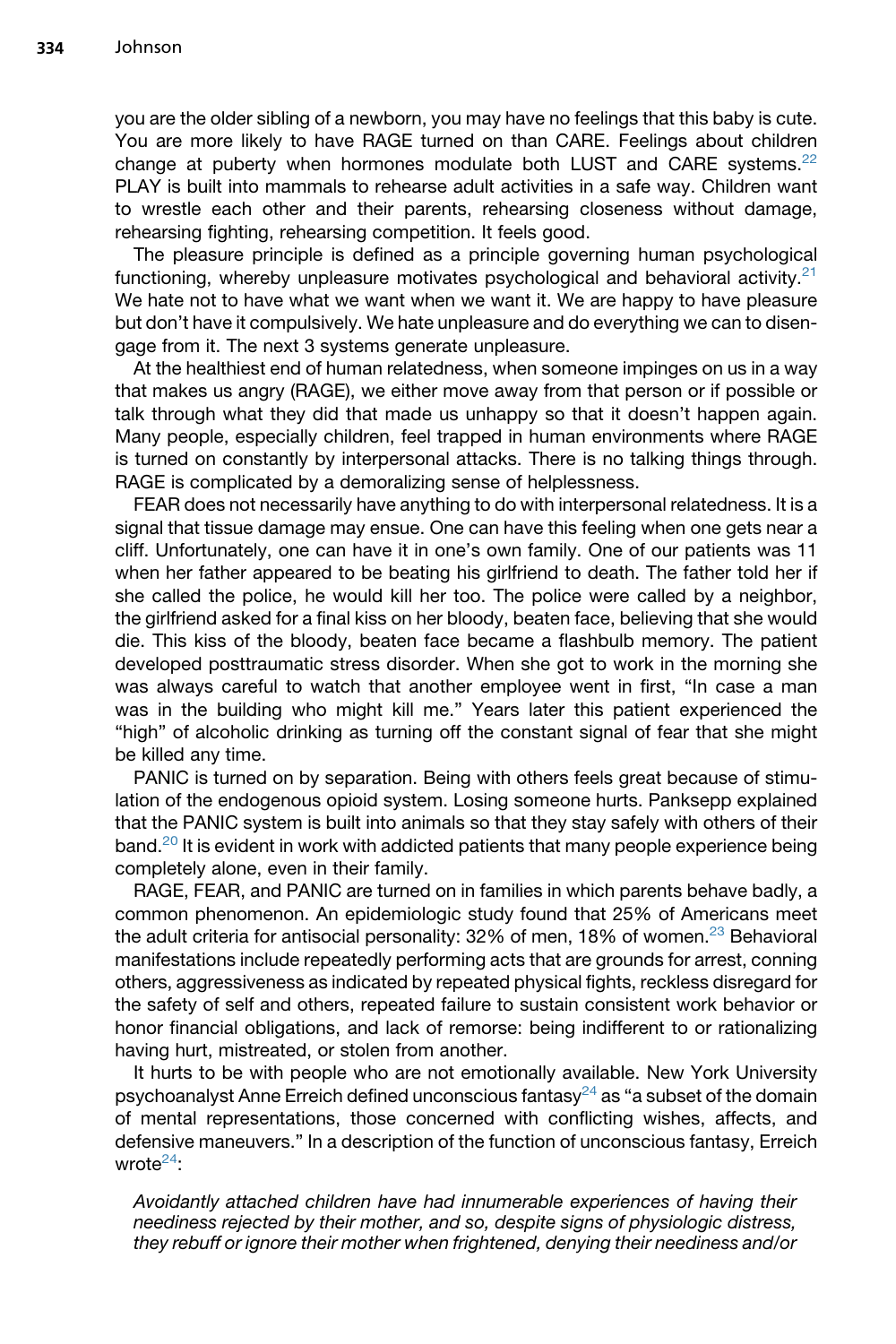you are the older sibling of a newborn, you may have no feelings that this baby is cute. You are more likely to have RAGE turned on than CARE. Feelings about children change at puberty when hormones modulate both LUST and CARE systems.[22] PLAY is built into mammals to rehearse adult activities in a safe way. Children want to wrestle each other and their parents, rehearsing closeness without damage, rehearsing fighting, rehearsing competition. It feels good.

The pleasure principle is defined as a principle governing human psychological functioning, whereby unpleasure motivates psychological and behavioral activity.[21] We hate not to have what we want when we want it. We are happy to have pleasure but don't have it compulsively. We hate unpleasure and do everything we can to disengage from it. The next 3 systems generate unpleasure.

At the healthiest end of human relatedness, when someone impinges on us in a way that makes us angry (RAGE), we either move away from that person or if possible or talk through what they did that made us unhappy so that it doesn't happen again. Many people, especially children, feel trapped in human environments where RAGE is turned on constantly by interpersonal attacks. There is no talking things through. RAGE is complicated by a demoralizing sense of helplessness.

FEAR does not necessarily have anything to do with interpersonal relatedness. It is a signal that tissue damage may ensue. One can have this feeling when one gets near a cliff. Unfortunately, one can have it in one's own family. One of our patients was 11 when her father appeared to be beating his girlfriend to death. The father told her if she called the police, he would kill her too. The police were called by a neighbor, the girlfriend asked for a final kiss on her bloody, beaten face, believing that she would die. This kiss of the bloody, beaten face became a flashbulb memory. The patient developed posttraumatic stress disorder. When she got to work in the morning she was always careful to watch that another employee went in first, "In case a man was in the building who might kill me." Years later this patient experienced the "high" of alcoholic drinking as turning off the constant signal of fear that she might be killed any time.

PANIC is turned on by separation. Being with others feels great because of stimulation of the endogenous opioid system. Losing someone hurts. Panksepp explained that the PANIC system is built into animals so that they stay safely with others of their band.[20] It is evident in work with addicted patients that many people experience being completely alone, even in their family.

RAGE, FEAR, and PANIC are turned on in families in which parents behave badly, a common phenomenon. An epidemiologic study found that 25% of Americans meet the adult criteria for antisocial personality: 32% of men, 18% of women.[23] Behavioral manifestations include repeatedly performing acts that are grounds for arrest, conning others, aggressiveness as indicated by repeated physical fights, reckless disregard for the safety of self and others, repeated failure to sustain consistent work behavior or honor financial obligations, and lack of remorse: being indifferent to or rationalizing having hurt, mistreated, or stolen from another.

It hurts to be with people who are not emotionally available. New York University psychoanalyst Anne Erreich defined unconscious fantasy[24] as "a subset of the domain of mental representations, those concerned with conflicting wishes, affects, and defensive maneuvers." In a description of the function of unconscious fantasy, Erreich wrote[24]:

> *Avoidantly attached children have had innumerable experiences of having their neediness rejected by their mother, and so, despite signs of physiologic distress, they rebuff or ignore their mother when frightened, denying their neediness and/or*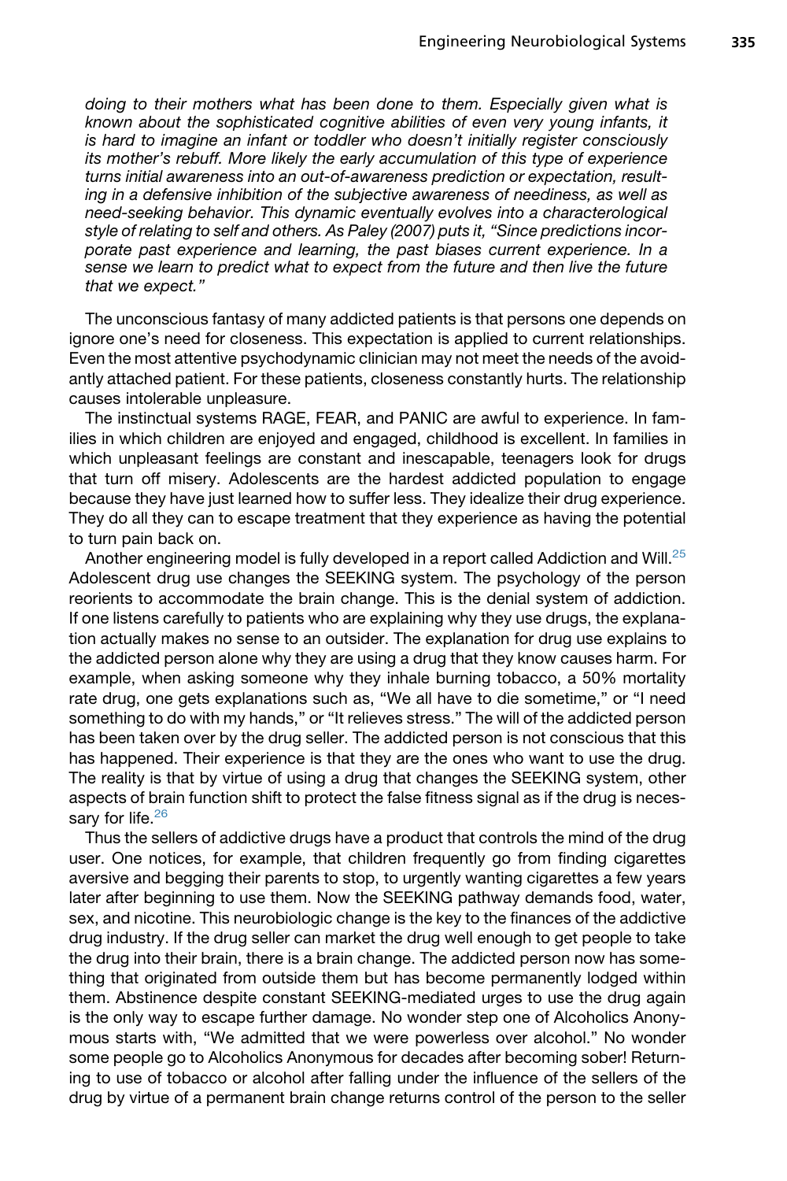*doing to their mothers what has been done to them. Especially given what is known about the sophisticated cognitive abilities of even very young infants, it is hard to imagine an infant or toddler who doesn't initially register consciously its mother's rebuff. More likely the early accumulation of this type of experience turns initial awareness into an out-of-awareness prediction or expectation, resulting in a defensive inhibition of the subjective awareness of neediness, as well as need-seeking behavior. This dynamic eventually evolves into a characterological style of relating to self and others. As Paley (2007) puts it, "Since predictions incorporate past experience and learning, the past biases current experience. In a sense we learn to predict what to expect from the future and then live the future that we expect."*

The unconscious fantasy of many addicted patients is that persons one depends on ignore one's need for closeness. This expectation is applied to current relationships. Even the most attentive psychodynamic clinician may not meet the needs of the avoidantly attached patient. For these patients, closeness constantly hurts. The relationship causes intolerable unpleasure.

The instinctual systems RAGE, FEAR, and PANIC are awful to experience. In families in which children are enjoyed and engaged, childhood is excellent. In families in which unpleasant feelings are constant and inescapable, teenagers look for drugs that turn off misery. Adolescents are the hardest addicted population to engage because they have just learned how to suffer less. They idealize their drug experience. They do all they can to escape treatment that they experience as having the potential to turn pain back on.

Another engineering model is fully developed in a report called Addiction and Will.[25] Adolescent drug use changes the SEEKING system. The psychology of the person reorients to accommodate the brain change. This is the denial system of addiction. If one listens carefully to patients who are explaining why they use drugs, the explanation actually makes no sense to an outsider. The explanation for drug use explains to the addicted person alone why they are using a drug that they know causes harm. For example, when asking someone why they inhale burning tobacco, a 50% mortality rate drug, one gets explanations such as, "We all have to die sometime," or "I need something to do with my hands," or "It relieves stress." The will of the addicted person has been taken over by the drug seller. The addicted person is not conscious that this has happened. Their experience is that they are the ones who want to use the drug. The reality is that by virtue of using a drug that changes the SEEKING system, other aspects of brain function shift to protect the false fitness signal as if the drug is necessary for life.[26]

Thus the sellers of addictive drugs have a product that controls the mind of the drug user. One notices, for example, that children frequently go from finding cigarettes aversive and begging their parents to stop, to urgently wanting cigarettes a few years later after beginning to use them. Now the SEEKING pathway demands food, water, sex, and nicotine. This neurobiologic change is the key to the finances of the addictive drug industry. If the drug seller can market the drug well enough to get people to take the drug into their brain, there is a brain change. The addicted person now has something that originated from outside them but has become permanently lodged within them. Abstinence despite constant SEEKING-mediated urges to use the drug again is the only way to escape further damage. No wonder step one of Alcoholics Anonymous starts with, "We admitted that we were powerless over alcohol." No wonder some people go to Alcoholics Anonymous for decades after becoming sober! Returning to use of tobacco or alcohol after falling under the influence of the sellers of the drug by virtue of a permanent brain change returns control of the person to the seller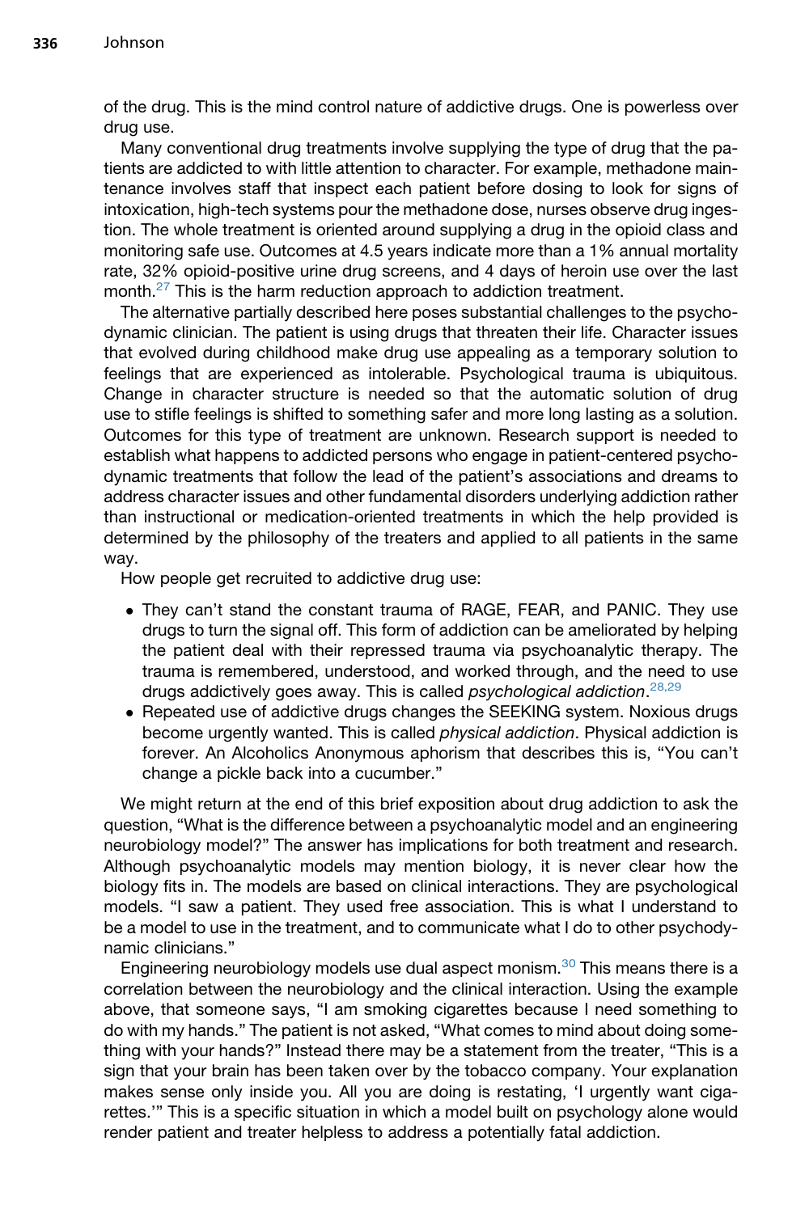of the drug. This is the mind control nature of addictive drugs. One is powerless over drug use.

Many conventional drug treatments involve supplying the type of drug that the patients are addicted to with little attention to character. For example, methadone maintenance involves staff that inspect each patient before dosing to look for signs of intoxication, high-tech systems pour the methadone dose, nurses observe drug ingestion. The whole treatment is oriented around supplying a drug in the opioid class and monitoring safe use. Outcomes at 4.5 years indicate more than a 1% annual mortality rate, 32% opioid-positive urine drug screens, and 4 days of heroin use over the last month.[27] This is the harm reduction approach to addiction treatment.

The alternative partially described here poses substantial challenges to the psychodynamic clinician. The patient is using drugs that threaten their life. Character issues that evolved during childhood make drug use appealing as a temporary solution to feelings that are experienced as intolerable. Psychological trauma is ubiquitous. Change in character structure is needed so that the automatic solution of drug use to stifle feelings is shifted to something safer and more long lasting as a solution. Outcomes for this type of treatment are unknown. Research support is needed to establish what happens to addicted persons who engage in patient-centered psychodynamic treatments that follow the lead of the patient's associations and dreams to address character issues and other fundamental disorders underlying addiction rather than instructional or medication-oriented treatments in which the help provided is determined by the philosophy of the treaters and applied to all patients in the same way.

How people get recruited to addictive drug use:

- They can't stand the constant trauma of RAGE, FEAR, and PANIC. They use drugs to turn the signal off. This form of addiction can be ameliorated by helping the patient deal with their repressed trauma via psychoanalytic therapy. The trauma is remembered, understood, and worked through, and the need to use drugs addictively goes away. This is called *psychological addiction*.[28,29]
- Repeated use of addictive drugs changes the SEEKING system. Noxious drugs become urgently wanted. This is called *physical addiction*. Physical addiction is forever. An Alcoholics Anonymous aphorism that describes this is, "You can't change a pickle back into a cucumber."

We might return at the end of this brief exposition about drug addiction to ask the question, "What is the difference between a psychoanalytic model and an engineering neurobiology model?" The answer has implications for both treatment and research. Although psychoanalytic models may mention biology, it is never clear how the biology fits in. The models are based on clinical interactions. They are psychological models. "I saw a patient. They used free association. This is what I understand to be a model to use in the treatment, and to communicate what I do to other psychodynamic clinicians."

Engineering neurobiology models use dual aspect monism.[30] This means there is a correlation between the neurobiology and the clinical interaction. Using the example above, that someone says, "I am smoking cigarettes because I need something to do with my hands." The patient is not asked, "What comes to mind about doing something with your hands?" Instead there may be a statement from the treater, "This is a sign that your brain has been taken over by the tobacco company. Your explanation makes sense only inside you. All you are doing is restating, 'I urgently want cigarettes.'" This is a specific situation in which a model built on psychology alone would render patient and treater helpless to address a potentially fatal addiction.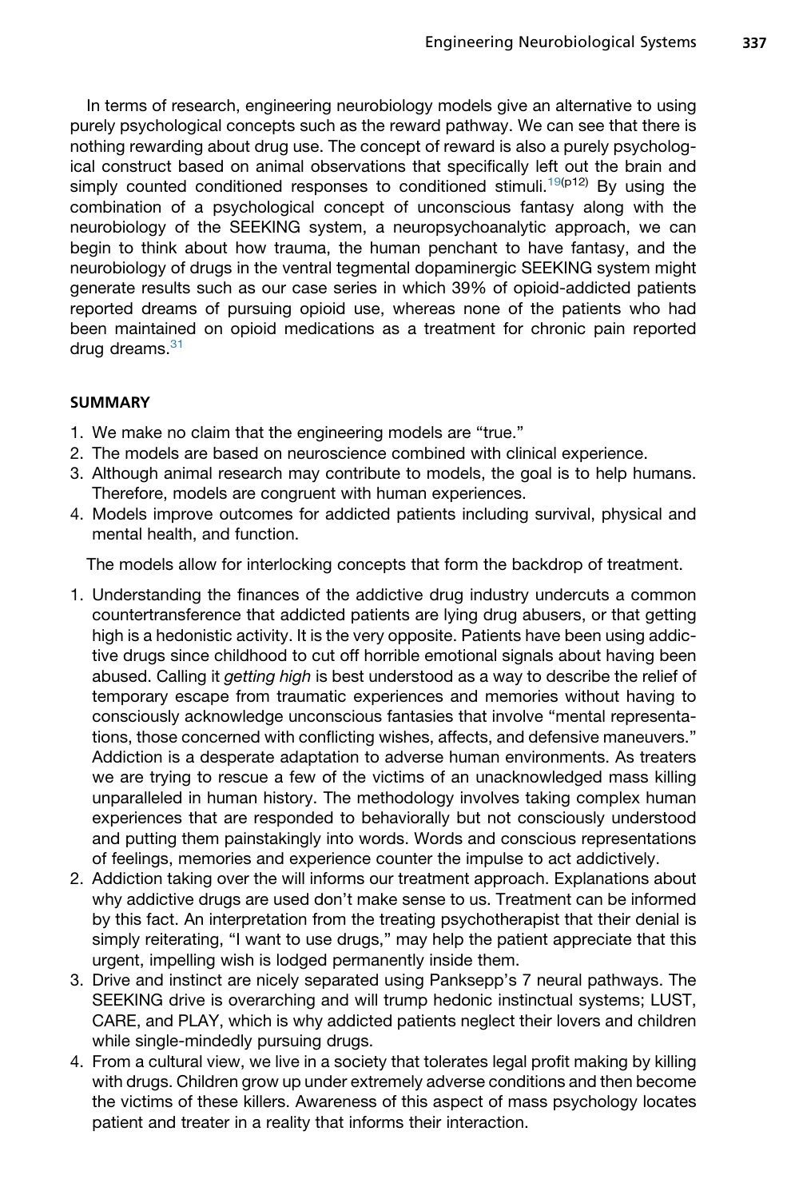In terms of research, engineering neurobiology models give an alternative to using purely psychological concepts such as the reward pathway. We can see that there is nothing rewarding about drug use. The concept of reward is also a purely psychological construct based on animal observations that specifically left out the brain and simply counted conditioned responses to conditioned stimuli.[19(p12)] By using the combination of a psychological concept of unconscious fantasy along with the neurobiology of the SEEKING system, a neuropsychoanalytic approach, we can begin to think about how trauma, the human penchant to have fantasy, and the neurobiology of drugs in the ventral tegmental dopaminergic SEEKING system might generate results such as our case series in which 39% of opioid-addicted patients reported dreams of pursuing opioid use, whereas none of the patients who had been maintained on opioid medications as a treatment for chronic pain reported drug dreams.[31]

## SUMMARY

1. We make no claim that the engineering models are "true."
2. The models are based on neuroscience combined with clinical experience.
3. Although animal research may contribute to models, the goal is to help humans. Therefore, models are congruent with human experiences.
4. Models improve outcomes for addicted patients including survival, physical and mental health, and function.

The models allow for interlocking concepts that form the backdrop of treatment.

1. Understanding the finances of the addictive drug industry undercuts a common countertransference that addicted patients are lying drug abusers, or that getting high is a hedonistic activity. It is the very opposite. Patients have been using addictive drugs since childhood to cut off horrible emotional signals about having been abused. Calling it *getting high* is best understood as a way to describe the relief of temporary escape from traumatic experiences and memories without having to consciously acknowledge unconscious fantasies that involve "mental representations, those concerned with conflicting wishes, affects, and defensive maneuvers." Addiction is a desperate adaptation to adverse human environments. As treaters we are trying to rescue a few of the victims of an unacknowledged mass killing unparalleled in human history. The methodology involves taking complex human experiences that are responded to behaviorally but not consciously understood and putting them painstakingly into words. Words and conscious representations of feelings, memories and experience counter the impulse to act addictively.
2. Addiction taking over the will informs our treatment approach. Explanations about why addictive drugs are used don't make sense to us. Treatment can be informed by this fact. An interpretation from the treating psychotherapist that their denial is simply reiterating, "I want to use drugs," may help the patient appreciate that this urgent, impelling wish is lodged permanently inside them.
3. Drive and instinct are nicely separated using Panksepp's 7 neural pathways. The SEEKING drive is overarching and will trump hedonic instinctual systems; LUST, CARE, and PLAY, which is why addicted patients neglect their lovers and children while single-mindedly pursuing drugs.
4. From a cultural view, we live in a society that tolerates legal profit making by killing with drugs. Children grow up under extremely adverse conditions and then become the victims of these killers. Awareness of this aspect of mass psychology locates patient and treater in a reality that informs their interaction.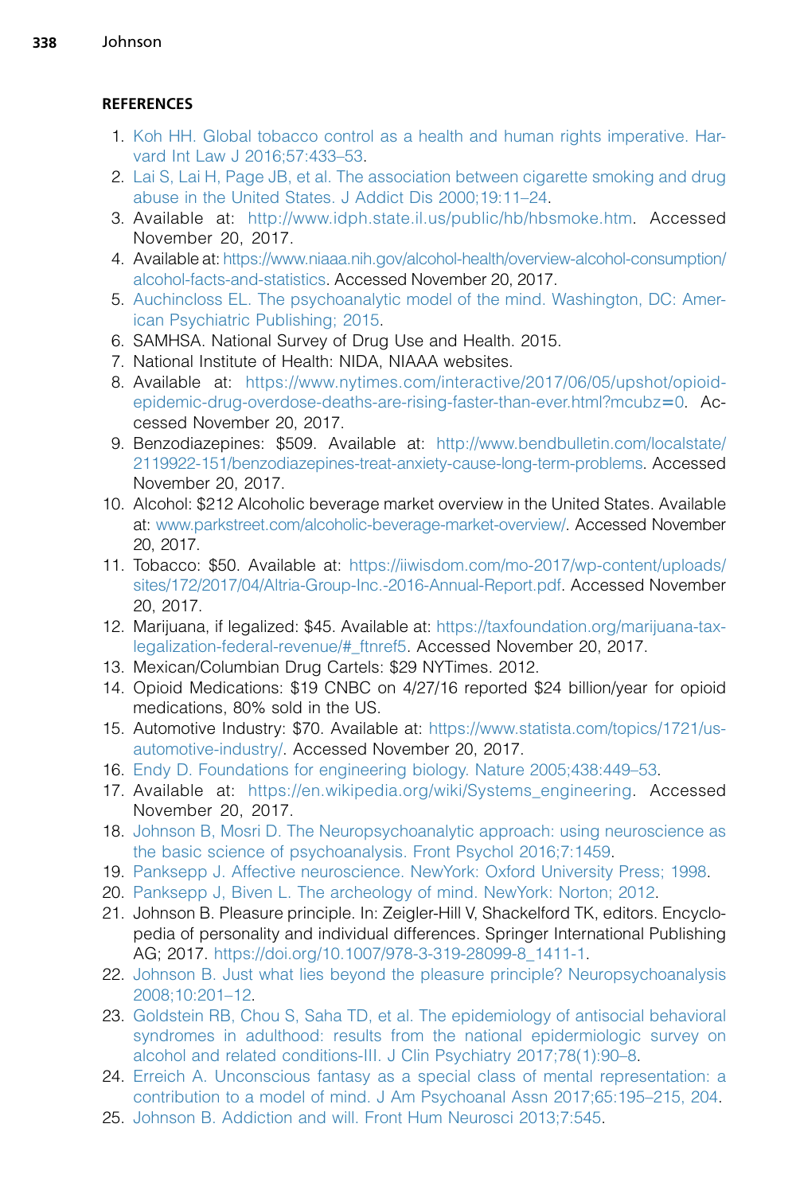## REFERENCES

1. Koh HH. Global tobacco control as a health and human rights imperative. Harvard Int Law J 2016;57:433–53.
2. Lai S, Lai H, Page JB, et al. The association between cigarette smoking and drug abuse in the United States. J Addict Dis 2000;19:11–24.
3. Available at: http://www.idph.state.il.us/public/hb/hbsmoke.htm. Accessed November 20, 2017.
4. Available at: https://www.niaaa.nih.gov/alcohol-health/overview-alcohol-consumption/alcohol-facts-and-statistics. Accessed November 20, 2017.
5. Auchincloss EL. The psychoanalytic model of the mind. Washington, DC: American Psychiatric Publishing; 2015.
6. SAMHSA. National Survey of Drug Use and Health. 2015.
7. National Institute of Health: NIDA, NIAAA websites.
8. Available at: https://www.nytimes.com/interactive/2017/06/05/upshot/opioid-epidemic-drug-overdose-deaths-are-rising-faster-than-ever.html?mcubz=0. Accessed November 20, 2017.
9. Benzodiazepines: $509. Available at: http://www.bendbulletin.com/localstate/2119922-151/benzodiazepines-treat-anxiety-cause-long-term-problems. Accessed November 20, 2017.
10. Alcohol: $212 Alcoholic beverage market overview in the United States. Available at: www.parkstreet.com/alcoholic-beverage-market-overview/. Accessed November 20, 2017.
11. Tobacco: $50. Available at: https://iiwisdom.com/mo-2017/wp-content/uploads/sites/172/2017/04/Altria-Group-Inc.-2016-Annual-Report.pdf. Accessed November 20, 2017.
12. Marijuana, if legalized: $45. Available at: https://taxfoundation.org/marijuana-tax-legalization-federal-revenue/#_ftnref5. Accessed November 20, 2017.
13. Mexican/Columbian Drug Cartels: $29 NYTimes. 2012.
14. Opioid Medications: $19 CNBC on 4/27/16 reported $24 billion/year for opioid medications, 80% sold in the US.
15. Automotive Industry: $70. Available at: https://www.statista.com/topics/1721/us-automotive-industry/. Accessed November 20, 2017.
16. Endy D. Foundations for engineering biology. Nature 2005;438:449–53.
17. Available at: https://en.wikipedia.org/wiki/Systems_engineering. Accessed November 20, 2017.
18. Johnson B, Mosri D. The Neuropsychoanalytic approach: using neuroscience as the basic science of psychoanalysis. Front Psychol 2016;7:1459.
19. Panksepp J. Affective neuroscience. NewYork: Oxford University Press; 1998.
20. Panksepp J, Biven L. The archeology of mind. NewYork: Norton; 2012.
21. Johnson B. Pleasure principle. In: Zeigler-Hill V, Shackelford TK, editors. Encyclopedia of personality and individual differences. Springer International Publishing AG; 2017. https://doi.org/10.1007/978-3-319-28099-8_1411-1.
22. Johnson B. Just what lies beyond the pleasure principle? Neuropsychoanalysis 2008;10:201–12.
23. Goldstein RB, Chou S, Saha TD, et al. The epidemiology of antisocial behavioral syndromes in adulthood: results from the national epidermiologic survey on alcohol and related conditions-III. J Clin Psychiatry 2017;78(1):90–8.
24. Erreich A. Unconscious fantasy as a special class of mental representation: a contribution to a model of mind. J Am Psychoanal Assn 2017;65:195–215, 204.
25. Johnson B. Addiction and will. Front Hum Neurosci 2013;7:545.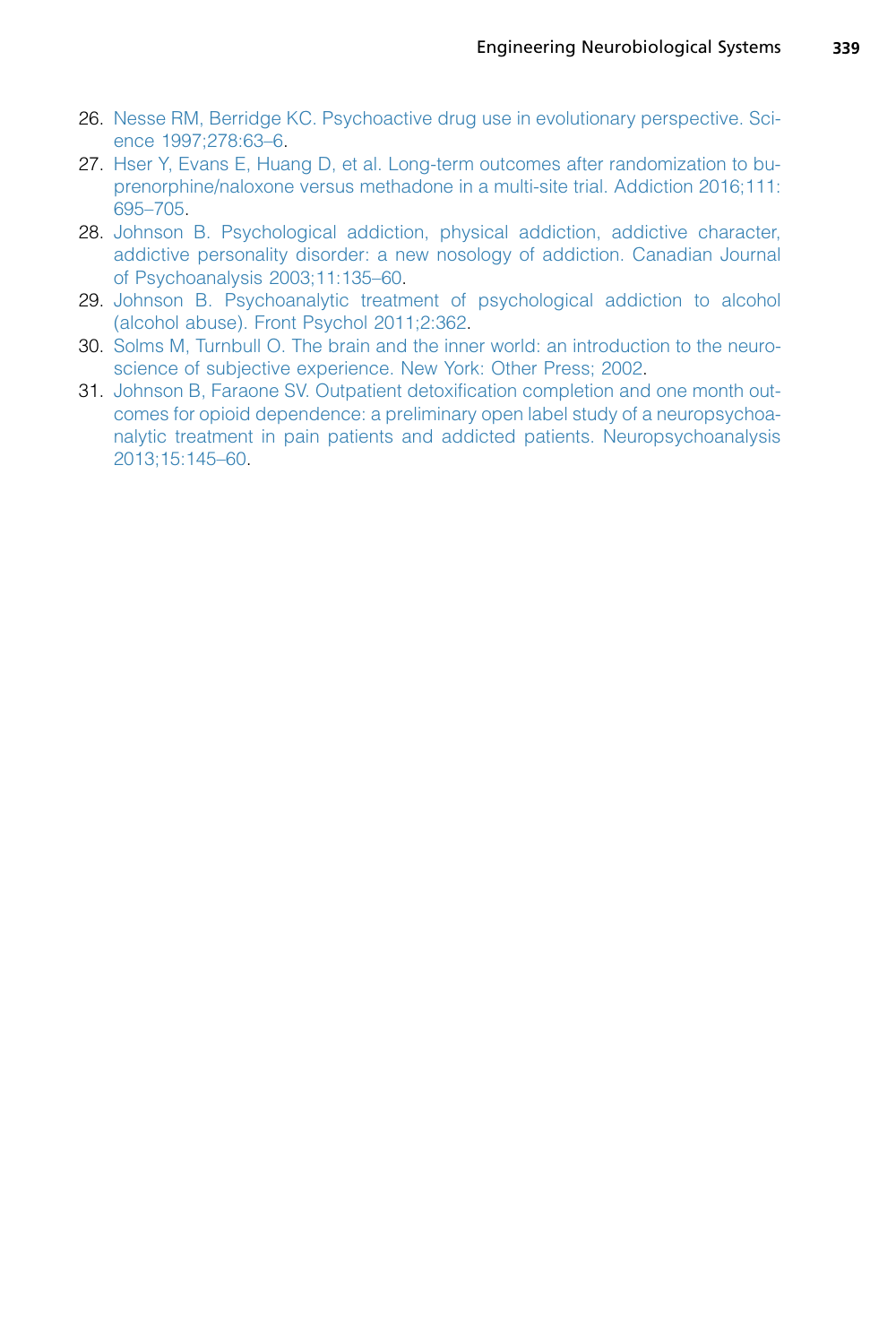26. Nesse RM, Berridge KC. Psychoactive drug use in evolutionary perspective. Science 1997;278:63–6.
27. Hser Y, Evans E, Huang D, et al. Long-term outcomes after randomization to buprenorphine/naloxone versus methadone in a multi-site trial. Addiction 2016;111: 695–705.
28. Johnson B. Psychological addiction, physical addiction, addictive character, addictive personality disorder: a new nosology of addiction. Canadian Journal of Psychoanalysis 2003;11:135–60.
29. Johnson B. Psychoanalytic treatment of psychological addiction to alcohol (alcohol abuse). Front Psychol 2011;2:362.
30. Solms M, Turnbull O. The brain and the inner world: an introduction to the neuroscience of subjective experience. New York: Other Press; 2002.
31. Johnson B, Faraone SV. Outpatient detoxification completion and one month outcomes for opioid dependence: a preliminary open label study of a neuropsychoanalytic treatment in pain patients and addicted patients. Neuropsychoanalysis 2013;15:145–60.